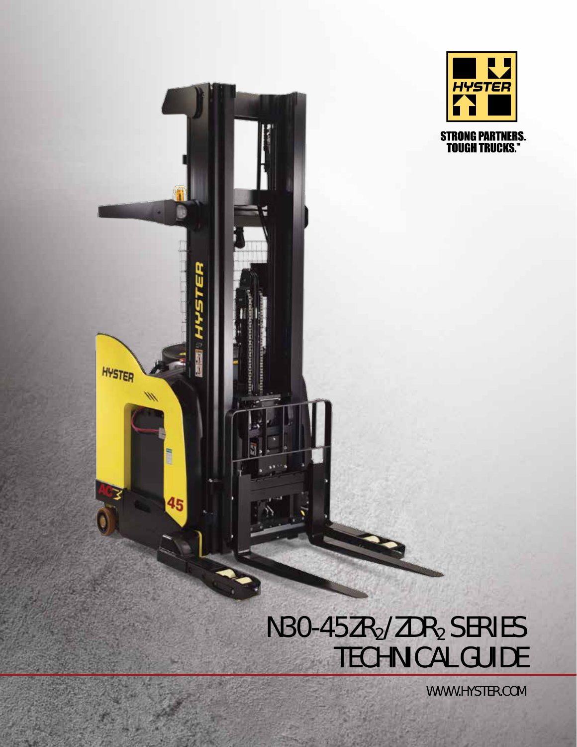STRONG PARTNERS.
TOUGH TRUCKS.™

# N30-45ZR$_2$/ZDR$_2$ SERIES TECHNICAL GUIDE

WWW.HYSTER.COM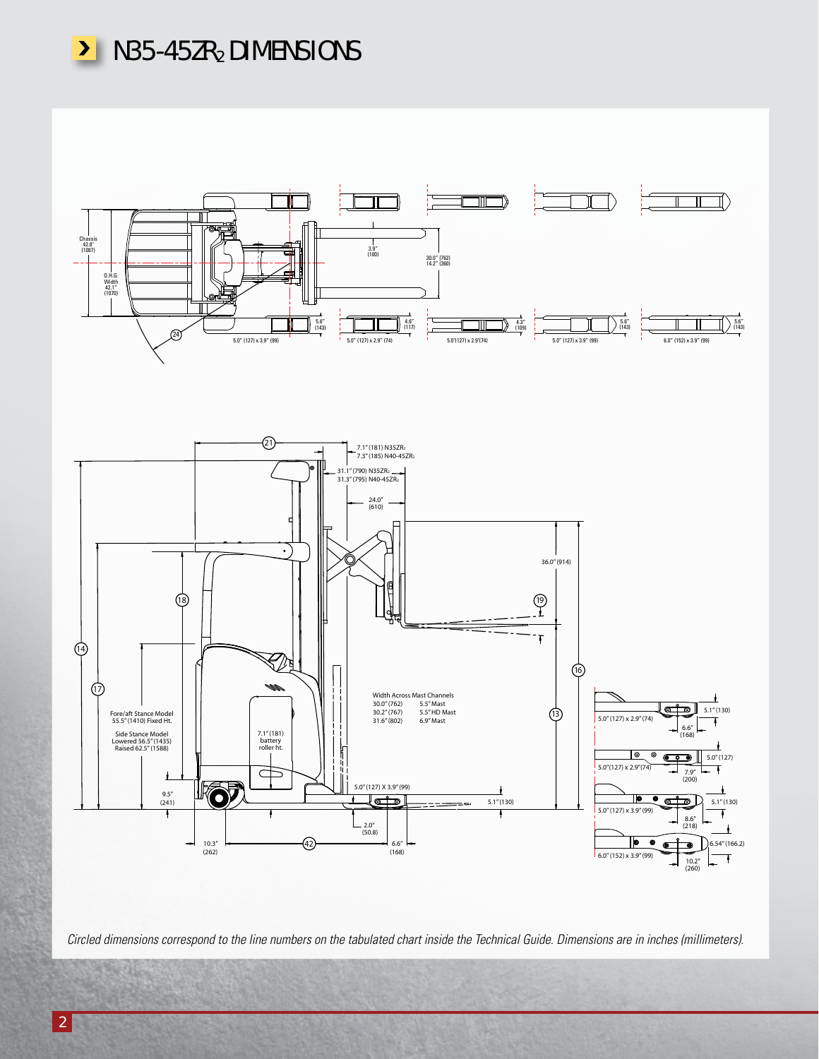# N35-45ZR2 DIMENSIONS

Chassis 42.8" (1087)

O.H.G. Width 42.1" (1070)

3.9" (100)

30.0" (762)
14.2" (360)

5.6" (143)

4.6" (117)

4.3" (109)

5.6" (143)

5.6" (143)

5.0" (127) x 3.9" (99)

5.0" (127) x 2.9" (74)

5.0"(127) x 2.9"(74)

5.0" (127) x 3.9" (99)

6.0" (152) x 3.9" (99)

7.1" (181) N35ZR2
7.3" (185) N40-45ZR2

31.1" (790) N35ZR2
31.3" (795) N40-45ZR2

24.0" (610)

36.0" (914)

Width Across Mast Channels

| | |
|---|---|
| 30.0" (762) | 5.5" Mast |
| 30.2" (767) | 5.5" HD Mast |
| 31.6" (802) | 6.9" Mast |

Fore/aft Stance Model 55.5" (1410) Fixed Ht.

Side Stance Model Lowered 56.5" (1435) Raised 62.5" (1588)

7.1" (181) battery roller ht.

9.5" (241)

5.0" (127) X 3.9" (99)

5.1" (130)

2.0" (50.8)

10.3" (262)

6.6" (168)

5.0" (127) x 2.9" (74) — 5.1" (130) — 6.6" (168)

5.0"(127) x 2.9"(74) — 5.0" (127) — 7.9" (200)

5.0" (127) x 3.9" (99) — 5.1" (130) — 8.6" (218)

6.0" (152) x 3.9" (99) — 6.54" (166.2) — 10.2" (260)

*Circled dimensions correspond to the line numbers on the tabulated chart inside the Technical Guide. Dimensions are in inches (millimeters).*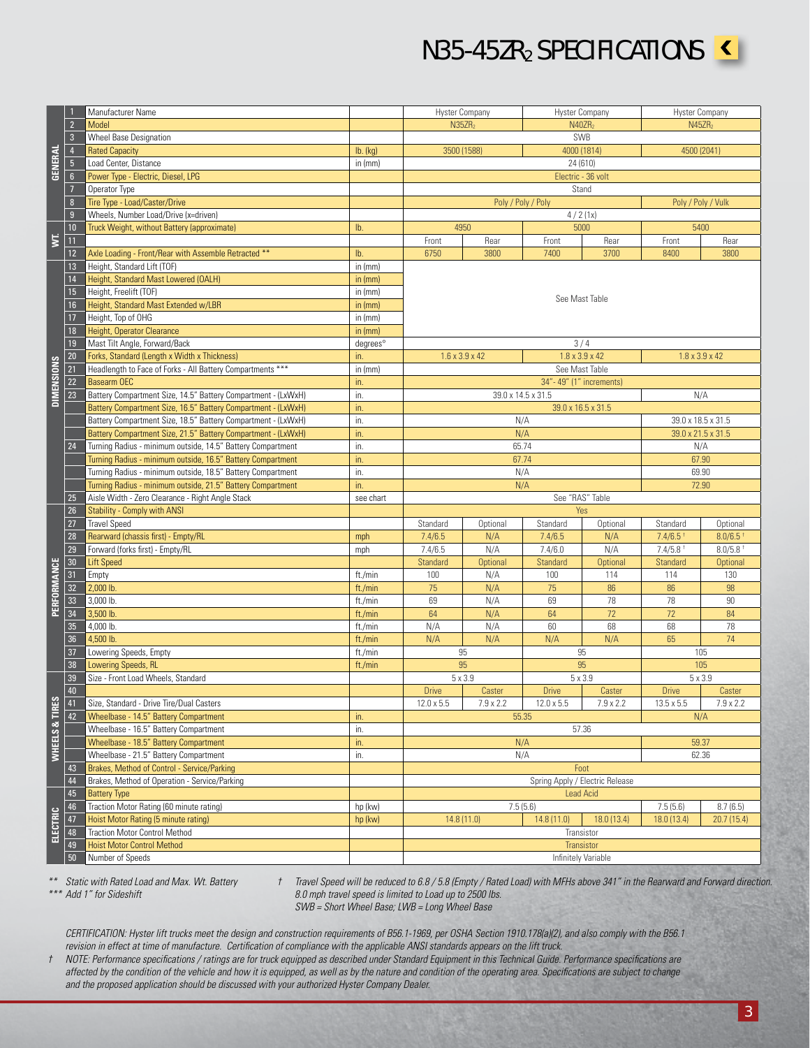# N35-45ZR$_2$ SPECIFICATIONS

| Section | # | Item | Unit | N35ZR$_2$ | | N40ZR$_2$ | | N45ZR$_2$ | |
|---|---|---|---|---|---|---|---|---|---|
| GENERAL | 1 | Manufacturer Name | | Hyster Company | | Hyster Company | | Hyster Company | |
| | 2 | Model | | N35ZR$_2$ | | N40ZR$_2$ | | N45ZR$_2$ | |
| | 3 | Wheel Base Designation | | SWB | | | | | |
| | 4 | Rated Capacity | lb. (kg) | 3500 (1588) | | 4000 (1814) | | 4500 (2041) | |
| | 5 | Load Center, Distance | in (mm) | 24 (610) | | | | | |
| | 6 | Power Type - Electric, Diesel, LPG | | Electric - 36 volt | | | | | |
| | 7 | Operator Type | | Stand | | | | | |
| | 8 | Tire Type - Load/Caster/Drive | | Poly / Poly / Poly | | | | Poly / Poly / Vulk | |
| | 9 | Wheels, Number Load/Drive (x=driven) | | 4 / 2 (1x) | | | | | |
| WT. | 10 | Truck Weight, without Battery (approximate) | lb. | 4950 | | 5000 | | 5400 | |
| | 11 | | | Front | Rear | Front | Rear | Front | Rear |
| | 12 | Axle Loading - Front/Rear with Assemble Retracted ** | lb. | 6750 | 3800 | 7400 | 3700 | 8400 | 3800 |
| DIMENSIONS | 13 | Height, Standard Lift (TOF) | in (mm) | See Mast Table | | | | | |
| | 14 | Height, Standard Mast Lowered (OALH) | in (mm) | See Mast Table | | | | | |
| | 15 | Height, Freelift (TOF) | in (mm) | See Mast Table | | | | | |
| | 16 | Height, Standard Mast Extended w/LBR | in (mm) | See Mast Table | | | | | |
| | 17 | Height, Top of OHG | in (mm) | See Mast Table | | | | | |
| | 18 | Height, Operator Clearance | in (mm) | See Mast Table | | | | | |
| | 19 | Mast Tilt Angle, Forward/Back | degrees° | 3 / 4 | | | | | |
| | 20 | Forks, Standard (Length x Width x Thickness) | in. | 1.6 x 3.9 x 42 | | 1.8 x 3.9 x 42 | | 1.8 x 3.9 x 42 | |
| | 21 | Headlength to Face of Forks - All Battery Compartments *** | in (mm) | See Mast Table | | | | | |
| | 22 | Basearm OEC | in. | 34"- 49" (1" increments) | | | | | |
| | 23 | Battery Compartment Size, 14.5" Battery Compartment - (LxWxH) | in. | 39.0 x 14.5 x 31.5 | | | | N/A | |
| | | Battery Compartment Size, 16.5" Battery Compartment - (LxWxH) | in. | 39.0 x 16.5 x 31.5 | | | | | |
| | | Battery Compartment Size, 18.5" Battery Compartment - (LxWxH) | in. | N/A | | | | 39.0 x 18.5 x 31.5 | |
| | | Battery Compartment Size, 21.5" Battery Compartment - (LxWxH) | in. | N/A | | | | 39.0 x 21.5 x 31.5 | |
| | 24 | Turning Radius - minimum outside, 14.5" Battery Compartment | in. | 65.74 | | | | N/A | |
| | | Turning Radius - minimum outside, 16.5" Battery Compartment | in. | 67.74 | | | | 67.90 | |
| | | Turning Radius - minimum outside, 18.5" Battery Compartment | in. | N/A | | | | 69.90 | |
| | | Turning Radius - minimum outside, 21.5" Battery Compartment | in. | N/A | | | | 72.90 | |
| | 25 | Aisle Width - Zero Clearance - Right Angle Stack | see chart | See "RAS" Table | | | | | |
| PERFORMANCE | 26 | Stability - Comply with ANSI | | Yes | | | | | |
| | 27 | Travel Speed | | Standard | Optional | Standard | Optional | Standard | Optional |
| | 28 | Rearward (chassis first) - Empty/RL | mph | 7.4/6.5 | N/A | 7.4/6.5 | N/A | 7.4/6.5 † | 8.0/6.5 † |
| | 29 | Forward (forks first) - Empty/RL | mph | 7.4/6.5 | N/A | 7.4/6.0 | N/A | 7.4/5.8 † | 8.0/5.8 † |
| | 30 | Lift Speed | | Standard | Optional | Standard | Optional | Standard | Optional |
| | 31 | Empty | ft./min | 100 | N/A | 100 | 114 | 114 | 130 |
| | 32 | 2,000 lb. | ft./min | 75 | N/A | 75 | 86 | 86 | 98 |
| | 33 | 3,000 lb. | ft./min | 69 | N/A | 69 | 78 | 78 | 90 |
| | 34 | 3,500 lb. | ft./min | 64 | N/A | 64 | 72 | 72 | 84 |
| | 35 | 4,000 lb. | ft./min | N/A | N/A | 60 | 68 | 68 | 78 |
| | 36 | 4,500 lb. | ft./min | N/A | N/A | N/A | N/A | 65 | 74 |
| | 37 | Lowering Speeds, Empty | ft./min | 95 | | 95 | | 105 | |
| | 38 | Lowering Speeds, RL | ft./min | 95 | | 95 | | 105 | |
| WHEELS & TIRES | 39 | Size - Front Load Wheels, Standard | | 5 x 3.9 | | 5 x 3.9 | | 5 x 3.9 | |
| | 40 | | | Drive | Caster | Drive | Caster | Drive | Caster |
| | 41 | Size, Standard - Drive Tire/Dual Casters | | 12.0 x 5.5 | 7.9 x 2.2 | 12.0 x 5.5 | 7.9 x 2.2 | 13.5 x 5.5 | 7.9 x 2.2 |
| | 42 | Wheelbase - 14.5" Battery Compartment | in. | 55.35 | | | | N/A | |
| | | Wheelbase - 16.5" Battery Compartment | in. | 57.36 | | | | | |
| | | Wheelbase - 18.5" Battery Compartment | in. | N/A | | | | 59.37 | |
| | | Wheelbase - 21.5" Battery Compartment | in. | N/A | | | | 62.36 | |
| | 43 | Brakes, Method of Control - Service/Parking | | Foot | | | | | |
| | 44 | Brakes, Method of Operation - Service/Parking | | Spring Apply / Electric Release | | | | | |
| ELECTRIC | 45 | Battery Type | | Lead Acid | | | | | |
| | 46 | Traction Motor Rating (60 minute rating) | hp (kw) | 7.5 (5.6) | | | | 7.5 (5.6) | 8.7 (6.5) |
| | 47 | Hoist Motor Rating (5 minute rating) | hp (kw) | 14.8 (11.0) | | 14.8 (11.0) | 18.0 (13.4) | 18.0 (13.4) | 20.7 (15.4) |
| | 48 | Traction Motor Control Method | | Transistor | | | | | |
| | 49 | Hoist Motor Control Method | | Transistor | | | | | |
| | 50 | Number of Speeds | | Infinitely Variable | | | | | |

*\*\* Static with Rated Load and Max. Wt. Battery*
*\*\*\* Add 1" for Sideshift*

*† Travel Speed will be reduced to 6.8 / 5.8 (Empty / Rated Load) with MFHs above 341" in the Rearward and Forward direction. 8.0 mph travel speed is limited to Load up to 2500 lbs.*
*SWB = Short Wheel Base; LWB = Long Wheel Base*

*CERTIFICATION: Hyster lift trucks meet the design and construction requirements of B56.1-1969, per OSHA Section 1910.178(a)(2), and also comply with the B56.1 revision in effect at time of manufacture. Certification of compliance with the applicable ANSI standards appears on the lift truck.*

*† NOTE: Performance specifications / ratings are for truck equipped as described under Standard Equipment in this Technical Guide. Performance specifications are affected by the condition of the vehicle and how it is equipped, as well as by the nature and condition of the operating area. Specifications are subject to change and the proposed application should be discussed with your authorized Hyster Company Dealer.*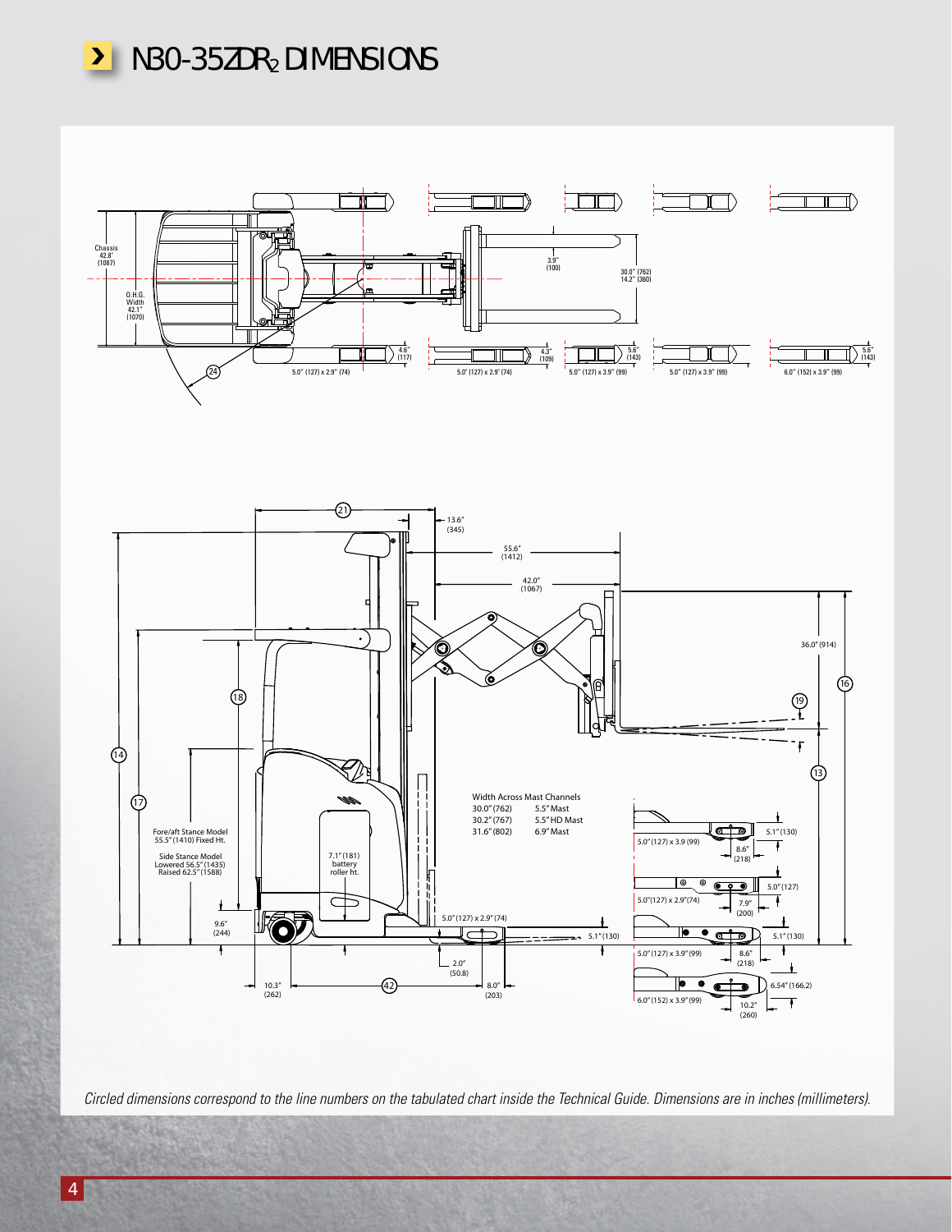# N30-35ZDR$_2$ DIMENSIONS

Chassis 42.8" (1087)

O.H.G. Width 42.1" (1070)

3.9" (100)

30.0" (762)
14.2" (360)

4.6" (117)

4.3" (109)

5.6" (143)

5.6" (143)

5.0" (127) x 2.9" (74)

5.0" (127) x 2.9" (74)

5.0" (127) x 3.9" (99)

5.0" (127) x 3.9" (99)

6.0" (152) x 3.9" (99)

24

21

13.6" (345)

55.6" (1412)

42.0" (1067)

36.0" (914)

16

19

13

18

14

17

Fore/aft Stance Model 55.5" (1410) Fixed Ht.

Side Stance Model Lowered 56.5" (1435) Raised 62.5" (1588)

7.1" (181) battery roller ht.

Width Across Mast Channels

| | |
|---|---|
| 30.0" (762) | 5.5" Mast |
| 30.2" (767) | 5.5" HD Mast |
| 31.6" (802) | 6.9" Mast |

9.6" (244)

5.0" (127) x 2.9" (74)

5.1" (130)

2.0" (50.8)

10.3" (262)

42

8.0" (203)

5.0" (127) x 3.9 (99)

5.1" (130)

8.6" (218)

5.0" (127) x 2.9" (74)

5.0" (127)

7.9" (200)

5.0" (127) x 3.9" (99)

5.1" (130)

8.6" (218)

6.0" (152) x 3.9" (99)

6.54" (166.2)

10.2" (260)

*Circled dimensions correspond to the line numbers on the tabulated chart inside the Technical Guide. Dimensions are in inches (millimeters).*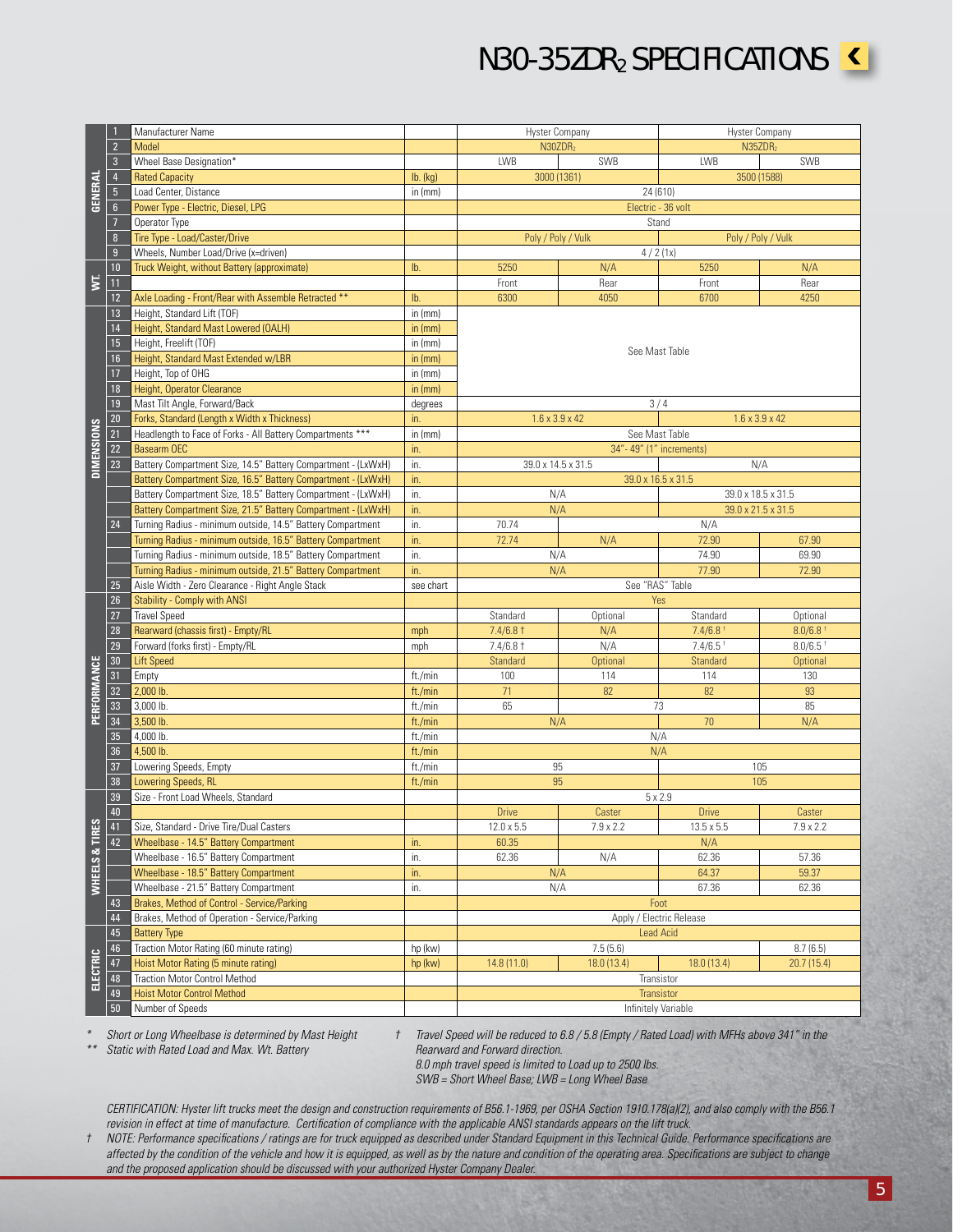# N30-35ZDR$_2$ SPECIFICATIONS

| Section | # | Item | Unit | N30ZDR$_2$ LWB | N30ZDR$_2$ SWB | N35ZDR$_2$ LWB | N35ZDR$_2$ SWB |
|---|---|---|---|---|---|---|---|
| GENERAL | 1 | Manufacturer Name | | Hyster Company | | Hyster Company | |
| | 2 | Model | | N30ZDR$_2$ | | N35ZDR$_2$ | |
| | 3 | Wheel Base Designation* | | LWB | SWB | LWB | SWB |
| | 4 | Rated Capacity | lb. (kg) | 3000 (1361) | | 3500 (1588) | |
| | 5 | Load Center, Distance | in (mm) | 24 (610) | | | |
| | 6 | Power Type - Electric, Diesel, LPG | | Electric - 36 volt | | | |
| | 7 | Operator Type | | Stand | | | |
| | 8 | Tire Type - Load/Caster/Drive | | Poly / Poly / Vulk | | Poly / Poly / Vulk | |
| | 9 | Wheels, Number Load/Drive (x=driven) | | 4 / 2 (1x) | | | |
| WT. | 10 | Truck Weight, without Battery (approximate) | lb. | 5250 | N/A | 5250 | N/A |
| | 11 | | | Front | Rear | Front | Rear |
| | 12 | Axle Loading - Front/Rear with Assemble Retracted ** | lb. | 6300 | 4050 | 6700 | 4250 |
| DIMENSIONS | 13 | Height, Standard Lift (TOF) | in (mm) | See Mast Table | | | |
| | 14 | Height, Standard Mast Lowered (OALH) | in (mm) | See Mast Table | | | |
| | 15 | Height, Freelift (TOF) | in (mm) | See Mast Table | | | |
| | 16 | Height, Standard Mast Extended w/LBR | in (mm) | See Mast Table | | | |
| | 17 | Height, Top of OHG | in (mm) | See Mast Table | | | |
| | 18 | Height, Operator Clearance | in (mm) | See Mast Table | | | |
| | 19 | Mast Tilt Angle, Forward/Back | degrees | 3 / 4 | | | |
| | 20 | Forks, Standard (Length x Width x Thickness) | in. | 1.6 x 3.9 x 42 | | 1.6 x 3.9 x 42 | |
| | 21 | Headlength to Face of Forks - All Battery Compartments *** | in (mm) | See Mast Table | | | |
| | 22 | Basearm OEC | in. | 34" - 49" (1" increments) | | | |
| | 23 | Battery Compartment Size, 14.5" Battery Compartment - (LxWxH) | in. | 39.0 x 14.5 x 31.5 | | N/A | |
| | | Battery Compartment Size, 16.5" Battery Compartment - (LxWxH) | in. | 39.0 x 16.5 x 31.5 | | | |
| | | Battery Compartment Size, 18.5" Battery Compartment - (LxWxH) | in. | N/A | | 39.0 x 18.5 x 31.5 | |
| | | Battery Compartment Size, 21.5" Battery Compartment - (LxWxH) | in. | N/A | | 39.0 x 21.5 x 31.5 | |
| | 24 | Turning Radius - minimum outside, 14.5" Battery Compartment | in. | 70.74 | N/A | | |
| | | Turning Radius - minimum outside, 16.5" Battery Compartment | in. | 72.74 | N/A | 72.90 | 67.90 |
| | | Turning Radius - minimum outside, 18.5" Battery Compartment | in. | N/A | | 74.90 | 69.90 |
| | | Turning Radius - minimum outside, 21.5" Battery Compartment | in. | N/A | | 77.90 | 72.90 |
| | 25 | Aisle Width - Zero Clearance - Right Angle Stack | see chart | See "RAS" Table | | | |
| PERFORMANCE | 26 | Stability - Comply with ANSI | | Yes | | | |
| | 27 | Travel Speed | | Standard | Optional | Standard | Optional |
| | 28 | Rearward (chassis first) - Empty/RL | mph | 7.4/6.8 † | N/A | 7.4/6.8 † | 8.0/6.8 † |
| | 29 | Forward (forks first) - Empty/RL | mph | 7.4/6.8 † | N/A | 7.4/6.5 † | 8.0/6.5 † |
| | 30 | Lift Speed | | Standard | Optional | Standard | Optional |
| | 31 | Empty | ft./min | 100 | 114 | 114 | 130 |
| | 32 | 2,000 lb. | ft./min | 71 | 82 | 82 | 93 |
| | 33 | 3,000 lb. | ft./min | 65 | 73 | | 85 |
| | 34 | 3,500 lb. | ft./min | N/A | | 70 | N/A |
| | 35 | 4,000 lb. | ft./min | N/A | | | |
| | 36 | 4,500 lb. | ft./min | N/A | | | |
| | 37 | Lowering Speeds, Empty | ft./min | 95 | | 105 | |
| | 38 | Lowering Speeds, RL | ft./min | 95 | | 105 | |
| WHEELS & TIRES | 39 | Size - Front Load Wheels, Standard | | 5 x 2.9 | | | |
| | 40 | | | Drive | Caster | Drive | Caster |
| | 41 | Size, Standard - Drive Tire/Dual Casters | | 12.0 x 5.5 | 7.9 x 2.2 | 13.5 x 5.5 | 7.9 x 2.2 |
| | 42 | Wheelbase - 14.5" Battery Compartment | in. | 60.35 | N/A | | |
| | | Wheelbase - 16.5" Battery Compartment | in. | 62.36 | N/A | 62.36 | 57.36 |
| | | Wheelbase - 18.5" Battery Compartment | in. | N/A | | 64.37 | 59.37 |
| | | Wheelbase - 21.5" Battery Compartment | in. | N/A | | 67.36 | 62.36 |
| | 43 | Brakes, Method of Control - Service/Parking | | Foot | | | |
| | 44 | Brakes, Method of Operation - Service/Parking | | Apply / Electric Release | | | |
| ELECTRIC | 45 | Battery Type | | Lead Acid | | | |
| | 46 | Traction Motor Rating (60 minute rating) | hp (kw) | 7.5 (5.6) | | | 8.7 (6.5) |
| | 47 | Hoist Motor Rating (5 minute rating) | hp (kw) | 14.8 (11.0) | 18.0 (13.4) | 18.0 (13.4) | 20.7 (15.4) |
| | 48 | Traction Motor Control Method | | Transistor | | | |
| | 49 | Hoist Motor Control Method | | Transistor | | | |
| | 50 | Number of Speeds | | Infinitely Variable | | | |

*\* Short or Long Wheelbase is determined by Mast Height*
*\*\* Static with Rated Load and Max. Wt. Battery*

*† Travel Speed will be reduced to 6.8 / 5.8 (Empty / Rated Load) with MFHs above 341" in the Rearward and Forward direction.*
*8.0 mph travel speed is limited to Load up to 2500 lbs.*
*SWB = Short Wheel Base; LWB = Long Wheel Base*

*CERTIFICATION: Hyster lift trucks meet the design and construction requirements of B56.1-1969, per OSHA Section 1910.178(a)(2), and also comply with the B56.1 revision in effect at time of manufacture. Certification of compliance with the applicable ANSI standards appears on the lift truck.*

*† NOTE: Performance specifications / ratings are for truck equipped as described under Standard Equipment in this Technical Guide. Performance specifications are affected by the condition of the vehicle and how it is equipped, as well as by the nature and condition of the operating area. Specifications are subject to change and the proposed application should be discussed with your authorized Hyster Company Dealer.*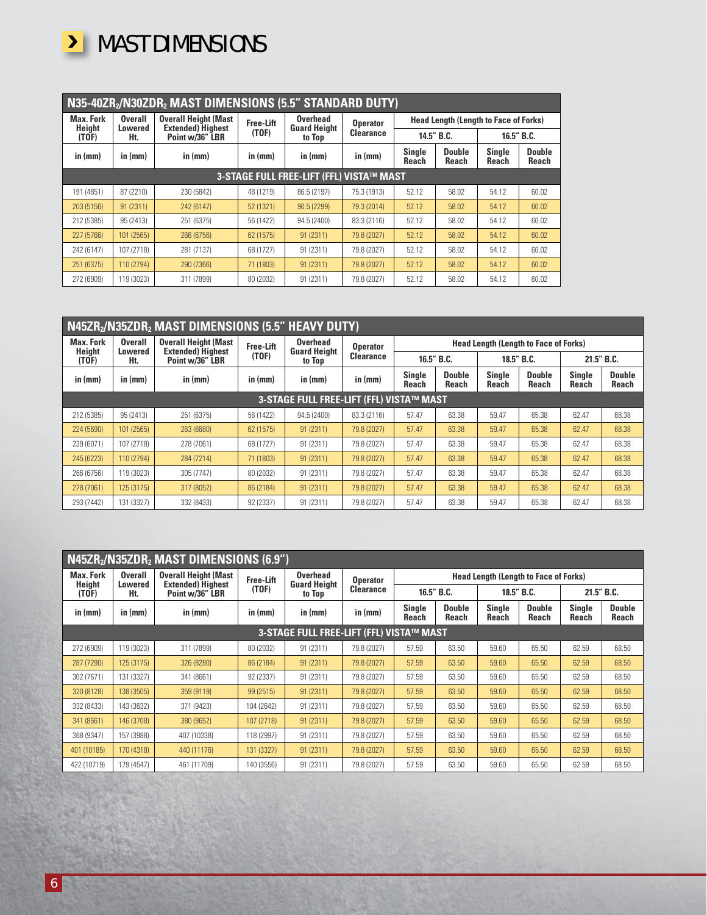# MAST DIMENSIONS

| $N35\text{-}40ZR_2/N30ZDR_2$ MAST DIMENSIONS (5.5" STANDARD DUTY) | | | | | | | | | |
|---|---|---|---|---|---|---|---|---|---|
| Max. Fork Height (TOF) | Overall Lowered Ht. | Overall Height (Mast Extended) Highest Point w/36" LBR | Free-Lift (TOF) | Overhead Guard Height to Top | Operator Clearance | Head Length (Length to Face of Forks) | | | |
| | | | | | | 14.5" B.C. | | 16.5" B.C. | |
| in (mm) | in (mm) | in (mm) | in (mm) | in (mm) | in (mm) | Single Reach | Double Reach | Single Reach | Double Reach |
| 3-STAGE FULL FREE-LIFT (FFL) VISTA™ MAST | | | | | | | | | |
| 191 (4851) | 87 (2210) | 230 (5842) | 48 (1219) | 86.5 (2197) | 75.3 (1913) | 52.12 | 58.02 | 54.12 | 60.02 |
| 203 (5156) | 91 (2311) | 242 (6147) | 52 (1321) | 90.5 (2299) | 79.3 (2014) | 52.12 | 58.02 | 54.12 | 60.02 |
| 212 (5385) | 95 (2413) | 251 (6375) | 56 (1422) | 94.5 (2400) | 83.3 (2116) | 52.12 | 58.02 | 54.12 | 60.02 |
| 227 (5766) | 101 (2565) | 266 (6756) | 62 (1575) | 91 (2311) | 79.8 (2027) | 52.12 | 58.02 | 54.12 | 60.02 |
| 242 (6147) | 107 (2718) | 281 (7137) | 68 (1727) | 91 (2311) | 79.8 (2027) | 52.12 | 58.02 | 54.12 | 60.02 |
| 251 (6375) | 110 (2794) | 290 (7366) | 71 (1803) | 91 (2311) | 79.8 (2027) | 52.12 | 58.02 | 54.12 | 60.02 |
| 272 (6909) | 119 (3023) | 311 (7899) | 80 (2032) | 91 (2311) | 79.8 (2027) | 52.12 | 58.02 | 54.12 | 60.02 |

| $N45ZR_2/N35ZDR_2$ MAST DIMENSIONS (5.5" HEAVY DUTY) | | | | | | | | | | | |
|---|---|---|---|---|---|---|---|---|---|---|---|
| Max. Fork Height (TOF) | Overall Lowered Ht. | Overall Height (Mast Extended) Highest Point w/36" LBR | Free-Lift (TOF) | Overhead Guard Height to Top | Operator Clearance | Head Length (Length to Face of Forks) | | | | | |
| | | | | | | 16.5" B.C. | | 18.5" B.C. | | 21.5" B.C. | |
| in (mm) | in (mm) | in (mm) | in (mm) | in (mm) | in (mm) | Single Reach | Double Reach | Single Reach | Double Reach | Single Reach | Double Reach |
| 3-STAGE FULL FREE-LIFT (FFL) VISTA™ MAST | | | | | | | | | | | |
| 212 (5385) | 95 (2413) | 251 (6375) | 56 (1422) | 94.5 (2400) | 83.3 (2116) | 57.47 | 63.38 | 59.47 | 65.38 | 62.47 | 68.38 |
| 224 (5690) | 101 (2565) | 263 (6680) | 62 (1575) | 91 (2311) | 79.8 (2027) | 57.47 | 63.38 | 59.47 | 65.38 | 62.47 | 68.38 |
| 239 (6071) | 107 (2718) | 278 (7061) | 68 (1727) | 91 (2311) | 79.8 (2027) | 57.47 | 63.38 | 59.47 | 65.38 | 62.47 | 68.38 |
| 245 (6223) | 110 (2794) | 284 (7214) | 71 (1803) | 91 (2311) | 79.8 (2027) | 57.47 | 63.38 | 59.47 | 65.38 | 62.47 | 68.38 |
| 266 (6756) | 119 (3023) | 305 (7747) | 80 (2032) | 91 (2311) | 79.8 (2027) | 57.47 | 63.38 | 59.47 | 65.38 | 62.47 | 68.38 |
| 278 (7061) | 125 (3175) | 317 (8052) | 86 (2184) | 91 (2311) | 79.8 (2027) | 57.47 | 63.38 | 59.47 | 65.38 | 62.47 | 68.38 |
| 293 (7442) | 131 (3327) | 332 (8433) | 92 (2337) | 91 (2311) | 79.8 (2027) | 57.47 | 63.38 | 59.47 | 65.38 | 62.47 | 68.38 |

| $N45ZR_2/N35ZDR_2$ MAST DIMENSIONS (6.9") | | | | | | | | | | | |
|---|---|---|---|---|---|---|---|---|---|---|---|
| Max. Fork Height (TOF) | Overall Lowered Ht. | Overall Height (Mast Extended) Highest Point w/36" LBR | Free-Lift (TOF) | Overhead Guard Height to Top | Operator Clearance | Head Length (Length to Face of Forks) | | | | | |
| | | | | | | 16.5" B.C. | | 18.5" B.C. | | 21.5" B.C. | |
| in (mm) | in (mm) | in (mm) | in (mm) | in (mm) | in (mm) | Single Reach | Double Reach | Single Reach | Double Reach | Single Reach | Double Reach |
| 3-STAGE FULL FREE-LIFT (FFL) VISTA™ MAST | | | | | | | | | | | |
| 272 (6909) | 119 (3023) | 311 (7899) | 80 (2032) | 91 (2311) | 79.8 (2027) | 57.59 | 63.50 | 59.60 | 65.50 | 62.59 | 68.50 |
| 287 (7290) | 125 (3175) | 326 (8280) | 86 (2184) | 91 (2311) | 79.8 (2027) | 57.59 | 63.50 | 59.60 | 65.50 | 62.59 | 68.50 |
| 302 (7671) | 131 (3327) | 341 (8661) | 92 (2337) | 91 (2311) | 79.8 (2027) | 57.59 | 63.50 | 59.60 | 65.50 | 62.59 | 68.50 |
| 320 (8128) | 138 (3505) | 359 (9119) | 99 (2515) | 91 (2311) | 79.8 (2027) | 57.59 | 63.50 | 59.60 | 65.50 | 62.59 | 68.50 |
| 332 (8433) | 143 (3632) | 371 (9423) | 104 (2642) | 91 (2311) | 79.8 (2027) | 57.59 | 63.50 | 59.60 | 65.50 | 62.59 | 68.50 |
| 341 (8661) | 146 (3708) | 380 (9652) | 107 (2718) | 91 (2311) | 79.8 (2027) | 57.59 | 63.50 | 59.60 | 65.50 | 62.59 | 68.50 |
| 368 (9347) | 157 (3988) | 407 (10338) | 118 (2997) | 91 (2311) | 79.8 (2027) | 57.59 | 63.50 | 59.60 | 65.50 | 62.59 | 68.50 |
| 401 (10185) | 170 (4318) | 440 (11176) | 131 (3327) | 91 (2311) | 79.8 (2027) | 57.59 | 63.50 | 59.60 | 65.50 | 62.59 | 68.50 |
| 422 (10719) | 179 (4547) | 461 (11709) | 140 (3556) | 91 (2311) | 79.8 (2027) | 57.59 | 63.50 | 59.60 | 65.50 | 62.59 | 68.50 |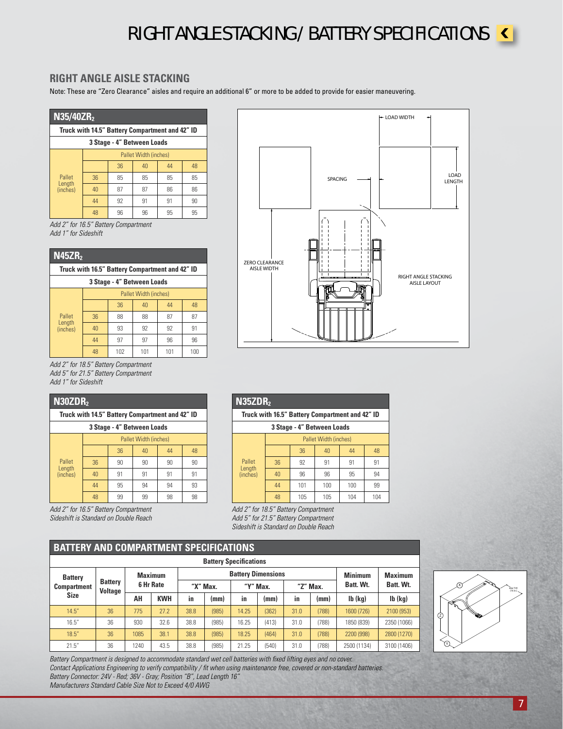# RIGHT ANGLE STACKING / BATTERY SPECIFICATIONS

## RIGHT ANGLE AISLE STACKING

Note: These are "Zero Clearance" aisles and require an additional 6" or more to be added to provide for easier maneuvering.

### $N35/40ZR_2$

Truck with 14.5" Battery Compartment and 42" ID

3 Stage - 4" Between Loads

| | | Pallet Width (inches) | | | |
|---|---|---|---|---|---|
| | | 36 | 40 | 44 | 48 |
| Pallet Length (inches) | 36 | 85 | 85 | 85 | 85 |
| | 40 | 87 | 87 | 86 | 86 |
| | 44 | 92 | 91 | 91 | 90 |
| | 48 | 96 | 96 | 95 | 95 |

*Add 2" for 16.5" Battery Compartment*
*Add 1" for Sideshift*

### $N45ZR_2$

Truck with 16.5" Battery Compartment and 42" ID

3 Stage - 4" Between Loads

| | | Pallet Width (inches) | | | |
|---|---|---|---|---|---|
| | | 36 | 40 | 44 | 48 |
| Pallet Length (inches) | 36 | 88 | 88 | 87 | 87 |
| | 40 | 93 | 92 | 92 | 91 |
| | 44 | 97 | 97 | 96 | 96 |
| | 48 | 102 | 101 | 101 | 100 |

*Add 2" for 18.5" Battery Compartment*
*Add 5" for 21.5" Battery Compartment*
*Add 1" for Sideshift*

### $N30ZDR_2$

Truck with 14.5" Battery Compartment and 42" ID

3 Stage - 4" Between Loads

| | | Pallet Width (inches) | | | |
|---|---|---|---|---|---|
| | | 36 | 40 | 44 | 48 |
| Pallet Length (inches) | 36 | 90 | 90 | 90 | 90 |
| | 40 | 91 | 91 | 91 | 91 |
| | 44 | 95 | 94 | 94 | 93 |
| | 48 | 99 | 99 | 98 | 98 |

*Add 2" for 16.5" Battery Compartment*
*Sideshift is Standard on Double Reach*

LOAD WIDTH
LOAD LENGTH
SPACING
ZERO CLEARANCE AISLE WIDTH
RIGHT ANGLE STACKING AISLE LAYOUT

### $N35ZDR_2$

Truck with 16.5" Battery Compartment and 42" ID

3 Stage - 4" Between Loads

| | | Pallet Width (inches) | | | |
|---|---|---|---|---|---|
| | | 36 | 40 | 44 | 48 |
| Pallet Length (inches) | 36 | 92 | 91 | 91 | 91 |
| | 40 | 96 | 96 | 95 | 94 |
| | 44 | 101 | 100 | 100 | 99 |
| | 48 | 105 | 105 | 104 | 104 |

*Add 2" for 18.5" Battery Compartment*
*Add 5" for 21.5" Battery Compartment*
*Sideshift is Standard on Double Reach*

## BATTERY AND COMPARTMENT SPECIFICATIONS

Battery Specifications

| Battery Compartment Size | Battery Voltage | Maximum 6 Hr Rate | | Battery Dimensions | | | | | | Minimum Batt. Wt. | Maximum Batt. Wt. |
|---|---|---|---|---|---|---|---|---|---|---|---|
| | | | | "X" Max. | | "Y" Max. | | "Z" Max. | | | |
| | | AH | KWH | in | (mm) | in | (mm) | in | (mm) | lb (kg) | lb (kg) |
| 14.5" | 36 | 775 | 27.2 | 38.8 | (985) | 14.25 | (362) | 31.0 | (788) | 1600 (726) | 2100 (953) |
| 16.5" | 36 | 930 | 32.6 | 38.8 | (985) | 16.25 | (413) | 31.0 | (788) | 1850 (839) | 2350 (1066) |
| 18.5" | 36 | 1085 | 38.1 | 38.8 | (985) | 18.25 | (464) | 31.0 | (788) | 2200 (998) | 2800 (1270) |
| 21.5" | 36 | 1240 | 43.5 | 38.8 | (985) | 21.25 | (540) | 31.0 | (788) | 2500 (1134) | 3100 (1406) |

*Battery Compartment is designed to accommodate standard wet cell batteries with fixed lifting eyes and no cover.*
*Contact Applications Engineering to verify compatibility / fit when using maintenance free, covered or non-standard batteries.*
*Battery Connector: 24V - Red; 36V - Gray; Position "B", Lead Length 16"*
*Manufacturers Standard Cable Size Not to Exceed 4/0 AWG*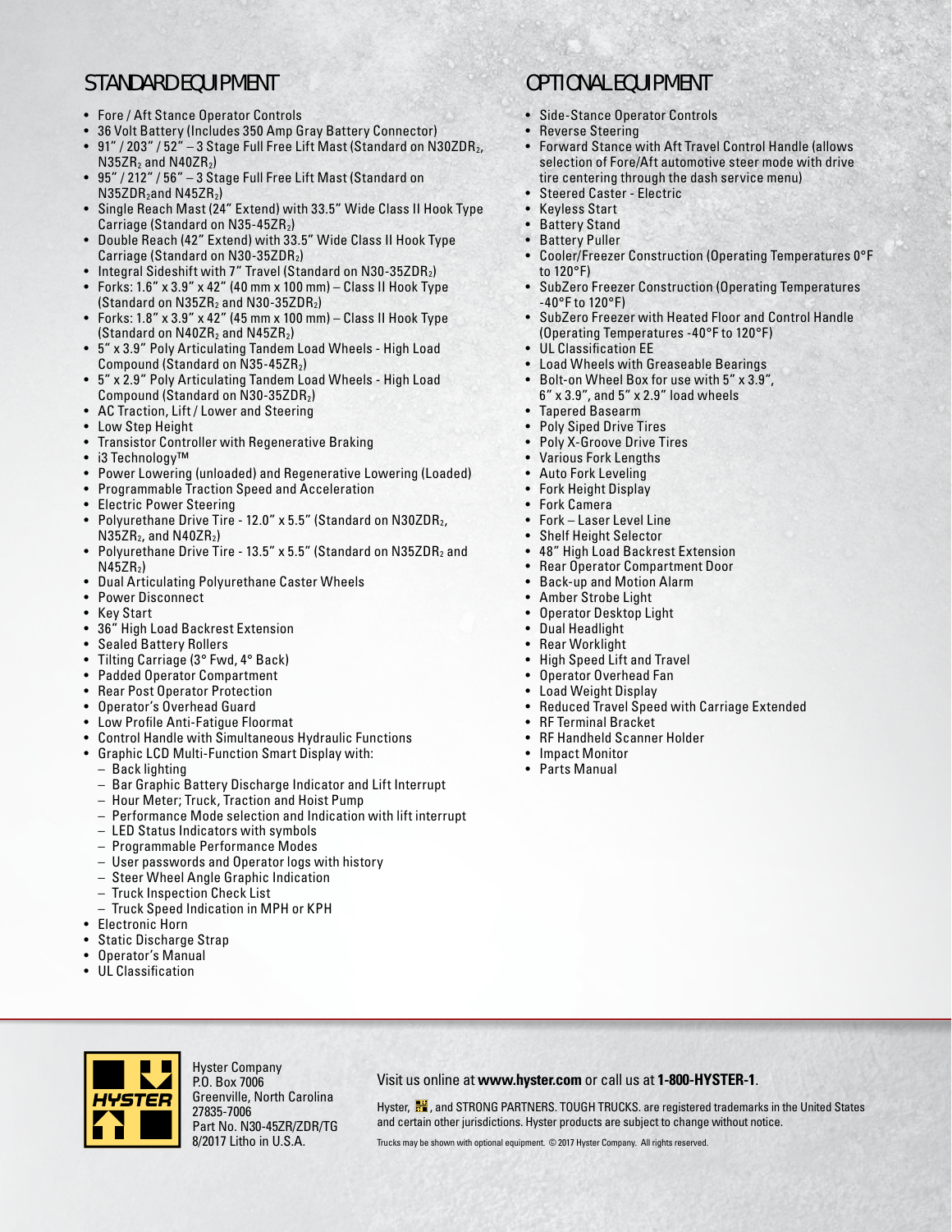## STANDARD EQUIPMENT

- Fore / Aft Stance Operator Controls
- 36 Volt Battery (Includes 350 Amp Gray Battery Connector)
- 91" / 203" / 52" – 3 Stage Full Free Lift Mast (Standard on N30ZDR$_2$, N35ZR$_2$ and N40ZR$_2$)
- 95" / 212" / 56" – 3 Stage Full Free Lift Mast (Standard on N35ZDR$_2$and N45ZR$_2$)
- Single Reach Mast (24" Extend) with 33.5" Wide Class II Hook Type Carriage (Standard on N35-45ZR$_2$)
- Double Reach (42" Extend) with 33.5" Wide Class II Hook Type Carriage (Standard on N30-35ZDR$_2$)
- Integral Sideshift with 7" Travel (Standard on N30-35ZDR$_2$)
- Forks: 1.6" x 3.9" x 42" (40 mm x 100 mm) – Class II Hook Type (Standard on N35ZR$_2$ and N30-35ZDR$_2$)
- Forks: 1.8" x 3.9" x 42" (45 mm x 100 mm) – Class II Hook Type (Standard on N40ZR$_2$ and N45ZR$_2$)
- 5" x 3.9" Poly Articulating Tandem Load Wheels - High Load Compound (Standard on N35-45ZR$_2$)
- 5" x 2.9" Poly Articulating Tandem Load Wheels - High Load Compound (Standard on N30-35ZDR$_2$)
- AC Traction, Lift / Lower and Steering
- Low Step Height
- Transistor Controller with Regenerative Braking
- i3 Technology™
- Power Lowering (unloaded) and Regenerative Lowering (Loaded)
- Programmable Traction Speed and Acceleration
- Electric Power Steering
- Polyurethane Drive Tire - 12.0" x 5.5" (Standard on N30ZDR$_2$, N35ZR$_2$, and N40ZR$_2$)
- Polyurethane Drive Tire - 13.5" x 5.5" (Standard on N35ZDR$_2$ and N45ZR$_2$)
- Dual Articulating Polyurethane Caster Wheels
- Power Disconnect
- Key Start
- 36" High Load Backrest Extension
- Sealed Battery Rollers
- Tilting Carriage (3° Fwd, 4° Back)
- Padded Operator Compartment
- Rear Post Operator Protection
- Operator's Overhead Guard
- Low Profile Anti-Fatigue Floormat
- Control Handle with Simultaneous Hydraulic Functions
- Graphic LCD Multi-Function Smart Display with:
  - Back lighting
  - Bar Graphic Battery Discharge Indicator and Lift Interrupt
  - Hour Meter; Truck, Traction and Hoist Pump
  - Performance Mode selection and Indication with lift interrupt
  - LED Status Indicators with symbols
  - Programmable Performance Modes
  - User passwords and Operator logs with history
  - Steer Wheel Angle Graphic Indication
  - Truck Inspection Check List
  - Truck Speed Indication in MPH or KPH
- Electronic Horn
- Static Discharge Strap
- Operator's Manual
- UL Classification

## OPTIONAL EQUIPMENT

- Side-Stance Operator Controls
- Reverse Steering
- Forward Stance with Aft Travel Control Handle (allows selection of Fore/Aft automotive steer mode with drive tire centering through the dash service menu)
- Steered Caster - Electric
- Keyless Start
- Battery Stand
- Battery Puller
- Cooler/Freezer Construction (Operating Temperatures 0°F to 120°F)
- SubZero Freezer Construction (Operating Temperatures -40°F to 120°F)
- SubZero Freezer with Heated Floor and Control Handle (Operating Temperatures -40°F to 120°F)
- UL Classification EE
- Load Wheels with Greaseable Bearings
- Bolt-on Wheel Box for use with 5" x 3.9", 6" x 3.9", and 5" x 2.9" load wheels
- Tapered Basearm
- Poly Siped Drive Tires
- Poly X-Groove Drive Tires
- Various Fork Lengths
- Auto Fork Leveling
- Fork Height Display
- Fork Camera
- Fork – Laser Level Line
- Shelf Height Selector
- 48" High Load Backrest Extension
- Rear Operator Compartment Door
- Back-up and Motion Alarm
- Amber Strobe Light
- Operator Desktop Light
- Dual Headlight
- Rear Worklight
- High Speed Lift and Travel
- Operator Overhead Fan
- Load Weight Display
- Reduced Travel Speed with Carriage Extended
- RF Terminal Bracket
- RF Handheld Scanner Holder
- Impact Monitor
- Parts Manual

HYSTER

Hyster Company
P.O. Box 7006
Greenville, North Carolina
27835-7006
Part No. N30-45ZR/ZDR/TG
8/2017 Litho in U.S.A.

Visit us online at **www.hyster.com** or call us at **1-800-HYSTER-1**.

Hyster, , and STRONG PARTNERS. TOUGH TRUCKS. are registered trademarks in the United States and certain other jurisdictions. Hyster products are subject to change without notice.

Trucks may be shown with optional equipment. © 2017 Hyster Company. All rights reserved.